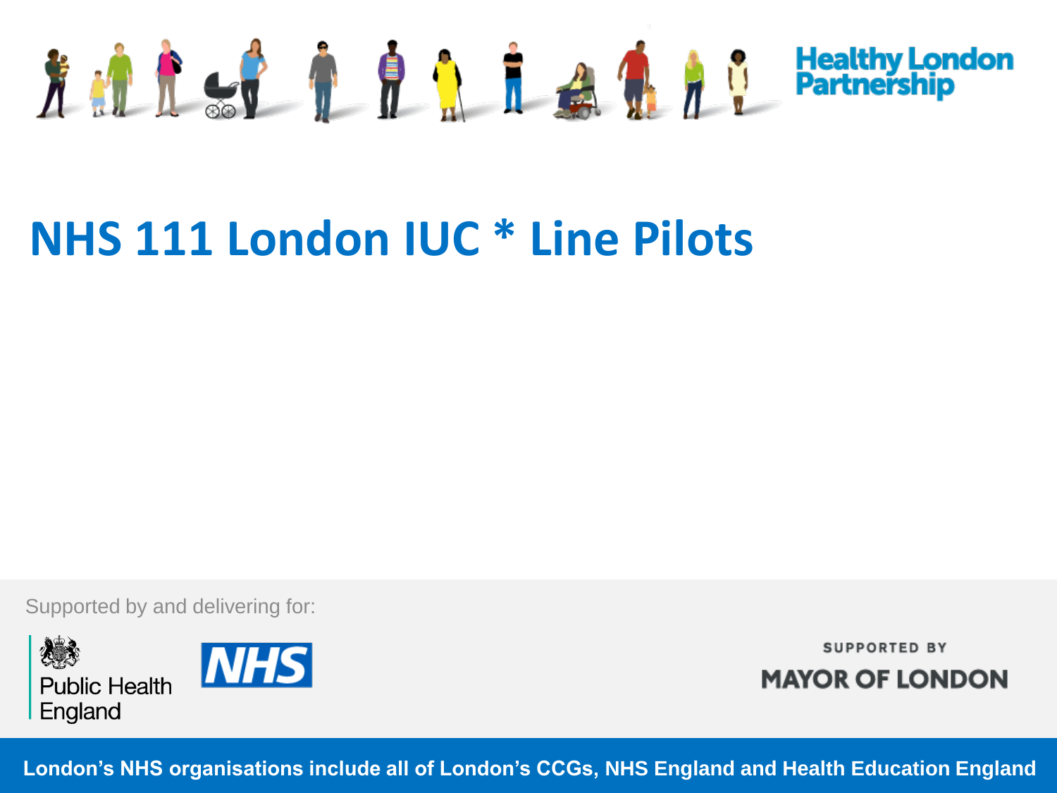Healthy London Partnership

# NHS 111 London IUC * Line Pilots

Supported by and delivering for:

Public Health England

NHS

SUPPORTED BY

MAYOR OF LONDON

**London's NHS organisations include all of London's CCGs, NHS England and Health Education England**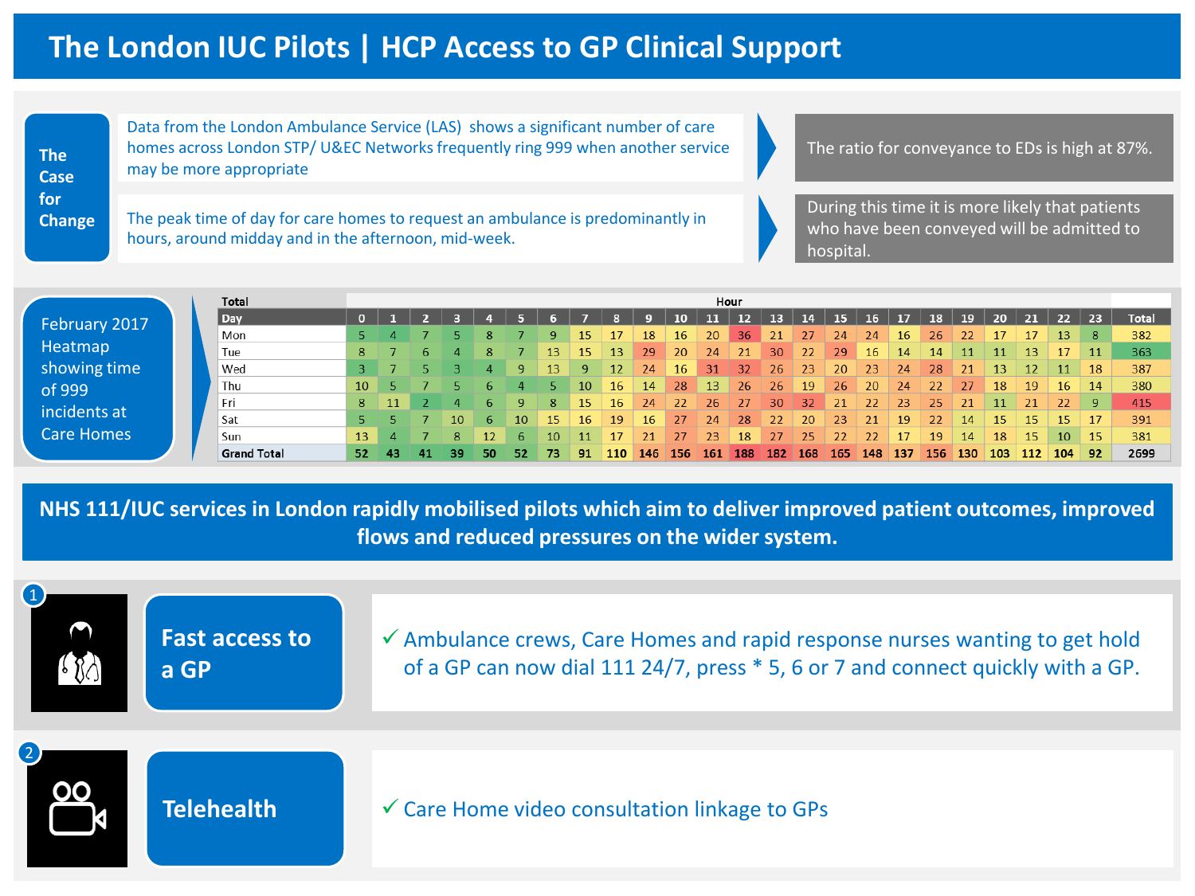# The London IUC Pilots | HCP Access to GP Clinical Support

**The Case for Change**

Data from the London Ambulance Service (LAS) shows a significant number of care homes across London STP/ U&EC Networks frequently ring 999 when another service may be more appropriate

The ratio for conveyance to EDs is high at 87%.

The peak time of day for care homes to request an ambulance is predominantly in hours, around midday and in the afternoon, mid-week.

During this time it is more likely that patients who have been conveyed will be admitted to hospital.

**February 2017 Heatmap showing time of 999 incidents at Care Homes**

| Total | Hour | | | | | | | | | | | | | | | | | | | | | | | | |
|---|---|---|---|---|---|---|---|---|---|---|---|---|---|---|---|---|---|---|---|---|---|---|---|---|---|
| **Day** | **0** | **1** | **2** | **3** | **4** | **5** | **6** | **7** | **8** | **9** | **10** | **11** | **12** | **13** | **14** | **15** | **16** | **17** | **18** | **19** | **20** | **21** | **22** | **23** | **Total** |
| Mon | 5 | 4 | 7 | 5 | 8 | 7 | 9 | 15 | 17 | 18 | 16 | 20 | 36 | 21 | 27 | 24 | 24 | 16 | 26 | 22 | 17 | 17 | 13 | 8 | 382 |
| Tue | 8 | 7 | 6 | 4 | 8 | 7 | 13 | 15 | 13 | 29 | 20 | 24 | 21 | 30 | 22 | 29 | 16 | 14 | 14 | 11 | 11 | 13 | 17 | 11 | 363 |
| Wed | 3 | 7 | 5 | 3 | 4 | 9 | 13 | 9 | 12 | 24 | 16 | 31 | 32 | 26 | 23 | 20 | 23 | 24 | 28 | 21 | 13 | 12 | 11 | 18 | 387 |
| Thu | 10 | 5 | 7 | 5 | 6 | 4 | 5 | 10 | 16 | 14 | 28 | 13 | 26 | 26 | 19 | 26 | 20 | 24 | 22 | 27 | 18 | 19 | 16 | 14 | 380 |
| Fri | 8 | 11 | 2 | 4 | 6 | 9 | 8 | 15 | 16 | 24 | 22 | 26 | 27 | 30 | 32 | 21 | 22 | 23 | 25 | 21 | 11 | 21 | 22 | 9 | 415 |
| Sat | 5 | 5 | 7 | 10 | 6 | 10 | 15 | 16 | 19 | 16 | 27 | 24 | 28 | 22 | 20 | 23 | 21 | 19 | 22 | 14 | 15 | 15 | 15 | 17 | 391 |
| Sun | 13 | 4 | 7 | 8 | 12 | 6 | 10 | 11 | 17 | 21 | 27 | 23 | 18 | 27 | 25 | 22 | 22 | 17 | 19 | 14 | 18 | 15 | 10 | 15 | 381 |
| **Grand Total** | **52** | **43** | **41** | **39** | **50** | **52** | **73** | **91** | **110** | **146** | **156** | **161** | **188** | **182** | **168** | **165** | **148** | **137** | **156** | **130** | **103** | **112** | **104** | **92** | **2699** |

**NHS 111/IUC services in London rapidly mobilised pilots which aim to deliver improved patient outcomes, improved flows and reduced pressures on the wider system.**

1. **Fast access to a GP**
   - ✓ Ambulance crews, Care Homes and rapid response nurses wanting to get hold of a GP can now dial 111 24/7, press * 5, 6 or 7 and connect quickly with a GP.

2. **Telehealth**
   - ✓ Care Home video consultation linkage to GPs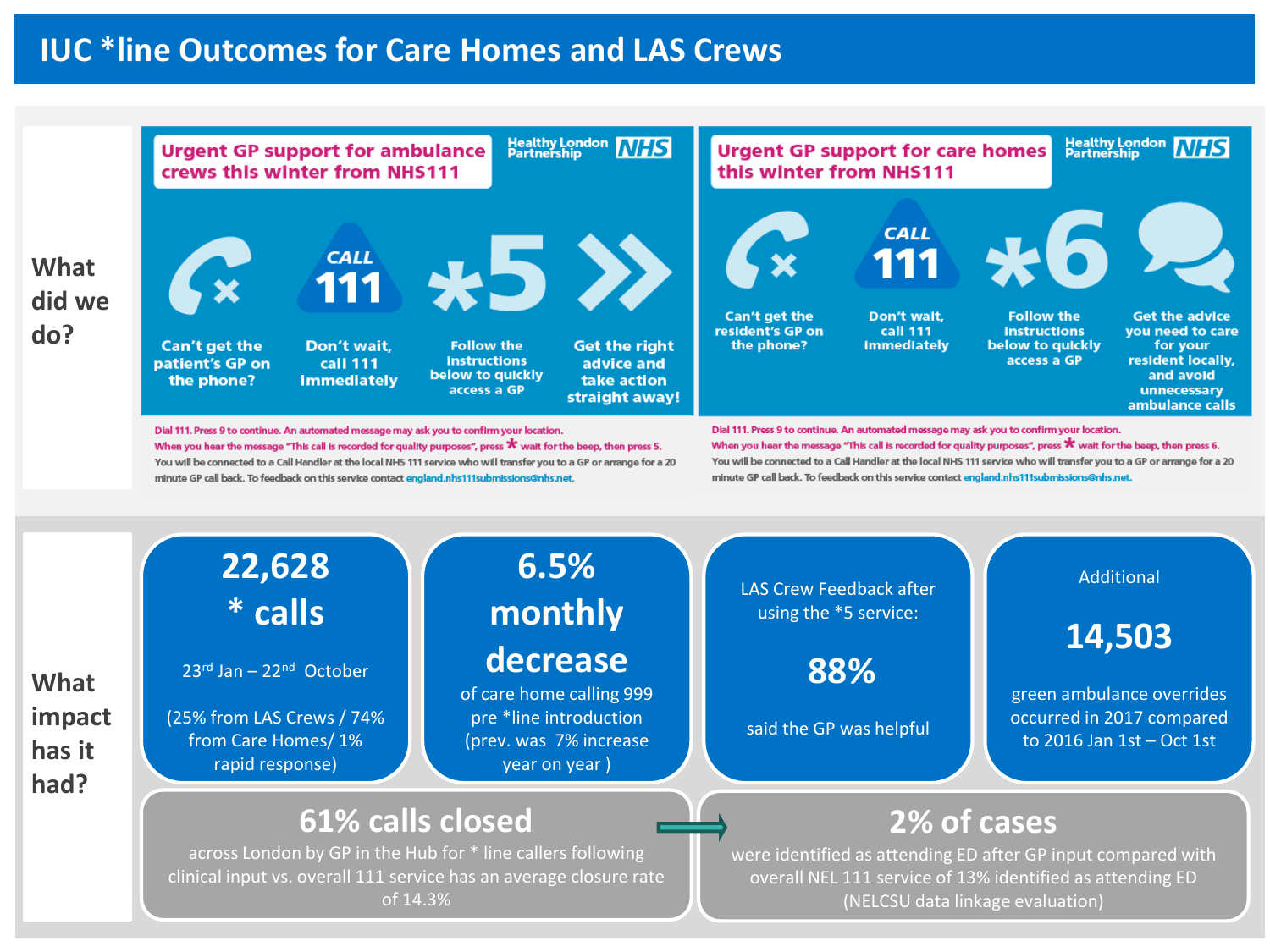# IUC *line Outcomes for Care Homes and LAS Crews

## What did we do?

### Urgent GP support for ambulance crews this winter from NHS111

Healthy London Partnership NHS

- Can't get the patient's GP on the phone?
- CALL 111 — Don't wait, call 111 immediately
- *5 — Follow the instructions below to quickly access a GP
- Get the right advice and take action straight away!

Dial 111. Press 9 to continue. An automated message may ask you to confirm your location.
When you hear the message "This call is recorded for quality purposes", press * wait for the beep, then press 5.
You will be connected to a Call Handler at the local NHS 111 service who will transfer you to a GP or arrange for a 20 minute GP call back. To feedback on this service contact england.nhs111submissions@nhs.net.

### Urgent GP support for care homes this winter from NHS111

Healthy London Partnership NHS

- Can't get the resident's GP on the phone?
- CALL 111 — Don't wait, call 111 immediately
- *6 — Follow the instructions below to quickly access a GP
- Get the advice you need to care for your resident locally, and avoid unnecessary ambulance calls

Dial 111. Press 9 to continue. An automated message may ask you to confirm your location.
When you hear the message "This call is recorded for quality purposes", press * wait for the beep, then press 6.
You will be connected to a Call Handler at the local NHS 111 service who will transfer you to a GP or arrange for a 20 minute GP call back. To feedback on this service contact england.nhs111submissions@nhs.net.

## What impact has it had?

**22,628 * calls**
23rd Jan – 22nd October
(25% from LAS Crews / 74% from Care Homes/ 1% rapid response)

**6.5% monthly decrease**
of care home calling 999 pre *line introduction (prev. was 7% increase year on year )

LAS Crew Feedback after using the *5 service:
**88%**
said the GP was helpful

Additional
**14,503**
green ambulance overrides occurred in 2017 compared to 2016 Jan 1st – Oct 1st

**61% calls closed**
across London by GP in the Hub for * line callers following clinical input vs. overall 111 service has an average closure rate of 14.3%

**2% of cases**
were identified as attending ED after GP input compared with overall NEL 111 service of 13% identified as attending ED (NELCSU data linkage evaluation)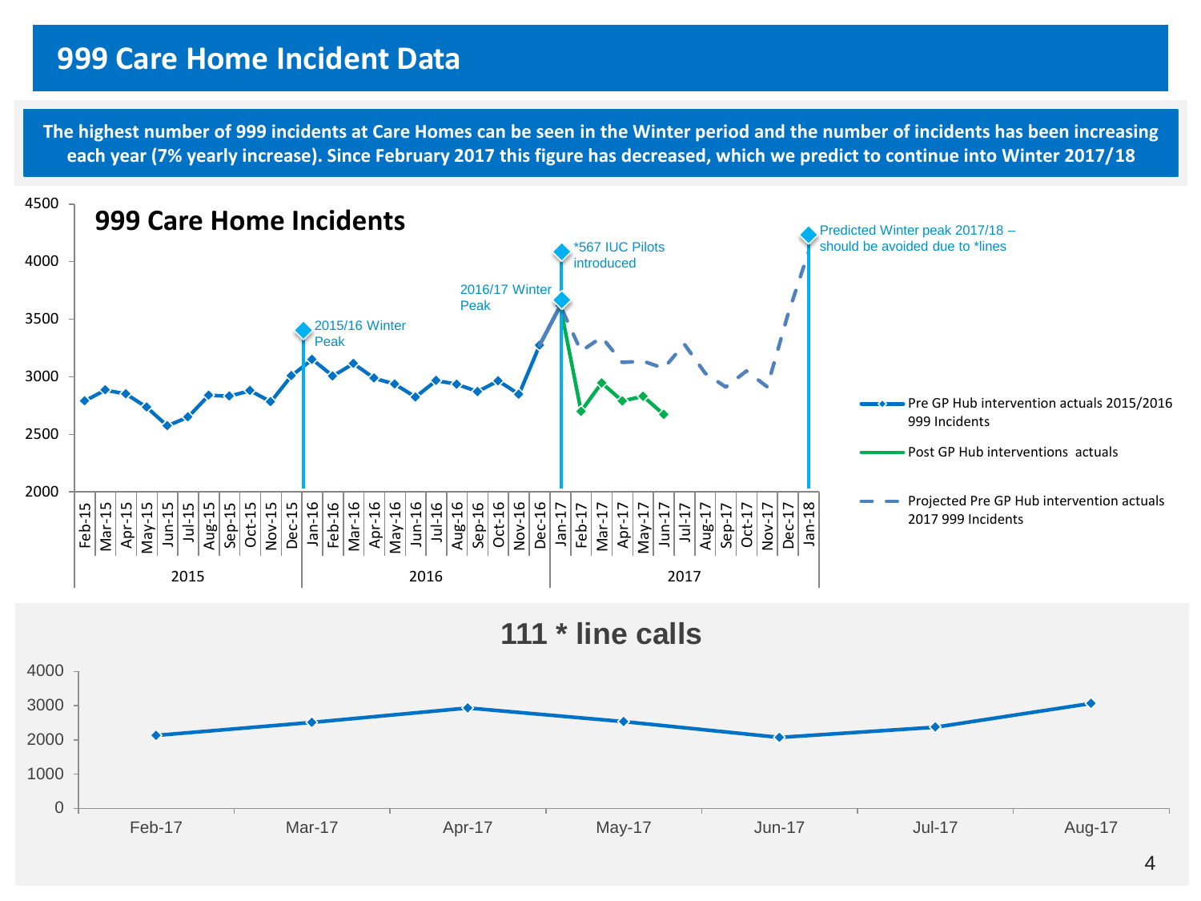# 999 Care Home Incident Data

**The highest number of 999 incidents at Care Homes can be seen in the Winter period and the number of incidents has been increasing each year (7% yearly increase). Since February 2017 this figure has decreased, which we predict to continue into Winter 2017/18**

**999 Care Home Incidents**

- 2015/16 Winter Peak
- 2016/17 Winter Peak
- *567 IUC Pilots introduced
- Predicted Winter peak 2017/18 – should be avoided due to *lines

Legend:
- Pre GP Hub intervention actuals 2015/2016 999 Incidents
- Post GP Hub interventions actuals
- Projected Pre GP Hub intervention actuals 2017 999 Incidents

**111 * line calls**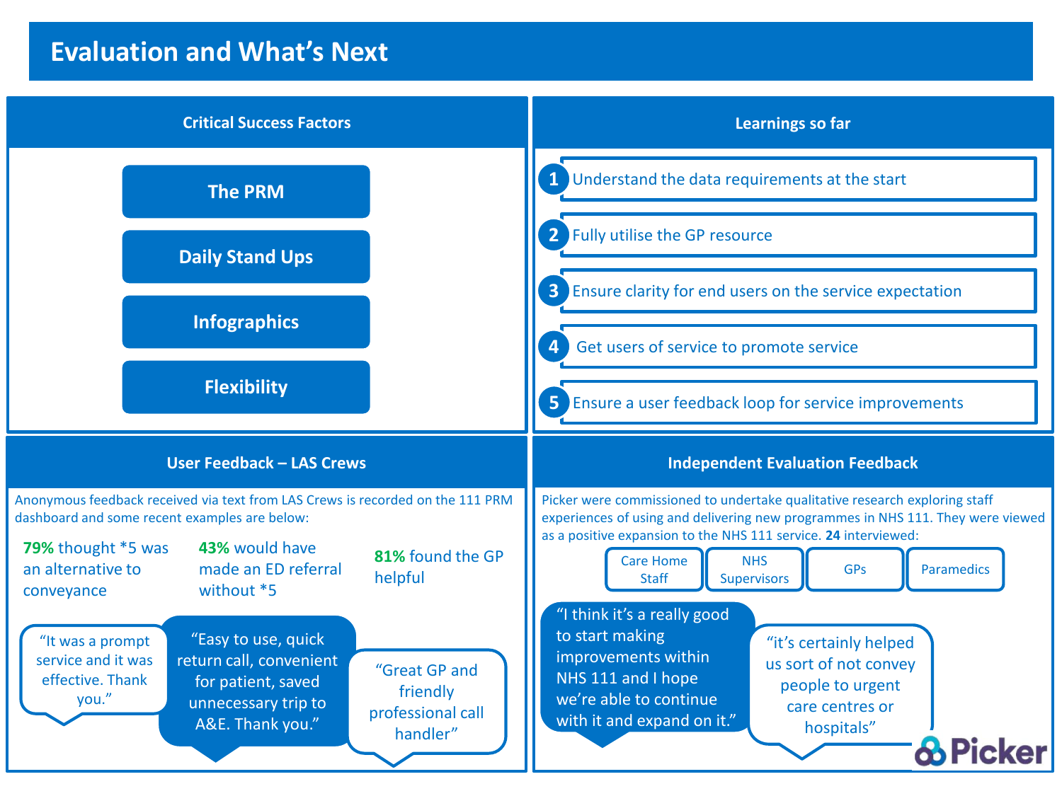# Evaluation and What's Next

## Critical Success Factors

- The PRM
- Daily Stand Ups
- Infographics
- Flexibility

## Learnings so far

1. Understand the data requirements at the start
2. Fully utilise the GP resource
3. Ensure clarity for end users on the service expectation
4. Get users of service to promote service
5. Ensure a user feedback loop for service improvements

## User Feedback – LAS Crews

Anonymous feedback received via text from LAS Crews is recorded on the 111 PRM dashboard and some recent examples are below:

**79%** thought *5 was an alternative to conveyance

**43%** would have made an ED referral without *5

**81%** found the GP helpful

"It was a prompt service and it was effective. Thank you."

"Easy to use, quick return call, convenient for patient, saved unnecessary trip to A&E. Thank you."

"Great GP and friendly professional call handler"

## Independent Evaluation Feedback

Picker were commissioned to undertake qualitative research exploring staff experiences of using and delivering new programmes in NHS 111. They were viewed as a positive expansion to the NHS 111 service. **24** interviewed:

- Care Home Staff
- NHS Supervisors
- GPs
- Paramedics

"I think it's a really good to start making improvements within NHS 111 and I hope we're able to continue with it and expand on it."

"it's certainly helped us sort of not convey people to urgent care centres or hospitals"

Picker